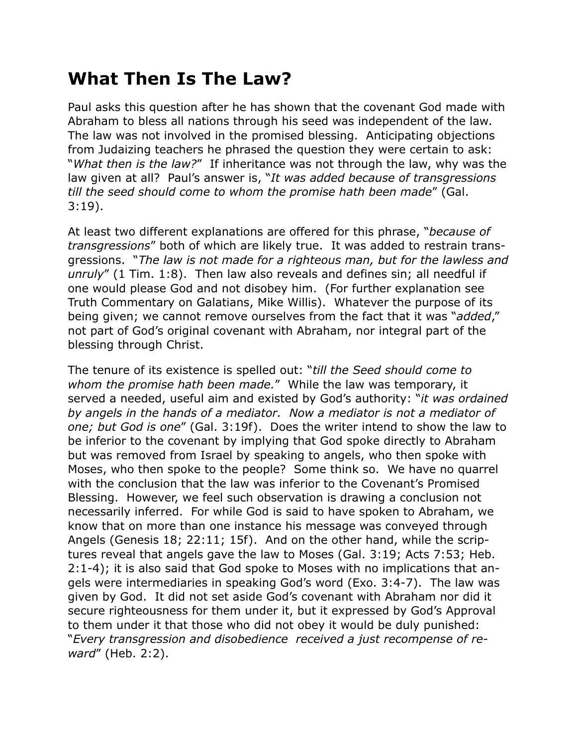# What Then Is The Law?

Paul asks this question after he has shown that the covenant God made with Abraham to bless all nations through his seed was independent of the law. The law was not involved in the promised blessing. Anticipating objections from Judaizing teachers he phrased the question they were certain to ask: "*What then is the law?*" If inheritance was not through the law, why was the law given at all? Paul's answer is, "*It was added because of transgressions till the seed should come to whom the promise hath been made*" (Gal. 3:19).

At least two different explanations are offered for this phrase, "*because of transgressions*" both of which are likely true. It was added to restrain transgressions. "*The law is not made for a righteous man, but for the lawless and unruly*" (1 Tim. 1:8). Then law also reveals and defines sin; all needful if one would please God and not disobey him. (For further explanation see Truth Commentary on Galatians, Mike Willis). Whatever the purpose of its being given; we cannot remove ourselves from the fact that it was "*added*," not part of God's original covenant with Abraham, nor integral part of the blessing through Christ.

The tenure of its existence is spelled out: "*till the Seed should come to whom the promise hath been made.*" While the law was temporary, it served a needed, useful aim and existed by God's authority: "*it was ordained by angels in the hands of a mediator. Now a mediator is not a mediator of one; but God is one*" (Gal. 3:19f). Does the writer intend to show the law to be inferior to the covenant by implying that God spoke directly to Abraham but was removed from Israel by speaking to angels, who then spoke with Moses, who then spoke to the people? Some think so. We have no quarrel with the conclusion that the law was inferior to the Covenant's Promised Blessing. However, we feel such observation is drawing a conclusion not necessarily inferred. For while God is said to have spoken to Abraham, we know that on more than one instance his message was conveyed through Angels (Genesis 18; 22:11; 15f). And on the other hand, while the scriptures reveal that angels gave the law to Moses (Gal. 3:19; Acts 7:53; Heb. 2:1-4); it is also said that God spoke to Moses with no implications that angels were intermediaries in speaking God's word (Exo. 3:4-7). The law was given by God. It did not set aside God's covenant with Abraham nor did it secure righteousness for them under it, but it expressed by God's Approval to them under it that those who did not obey it would be duly punished: "*Every transgression and disobedience received a just recompense of reward*" (Heb. 2:2).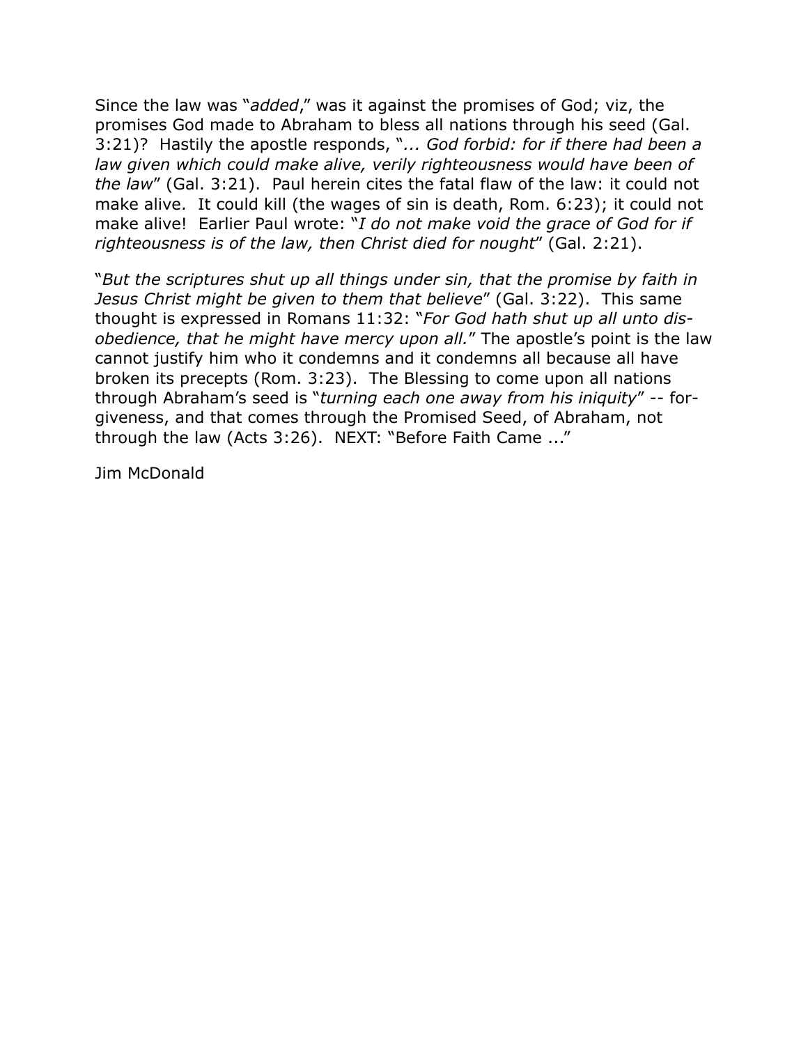Since the law was "*added*," was it against the promises of God; viz, the promises God made to Abraham to bless all nations through his seed (Gal. 3:21)? Hastily the apostle responds, "*... God forbid: for if there had been a law given which could make alive, verily righteousness would have been of the law*" (Gal. 3:21). Paul herein cites the fatal flaw of the law: it could not make alive. It could kill (the wages of sin is death, Rom. 6:23); it could not make alive! Earlier Paul wrote: "*I do not make void the grace of God for if righteousness is of the law, then Christ died for nought*" (Gal. 2:21).

"*But the scriptures shut up all things under sin, that the promise by faith in Jesus Christ might be given to them that believe*" (Gal. 3:22). This same thought is expressed in Romans 11:32: "*For God hath shut up all unto disobedience, that he might have mercy upon all.*" The apostle's point is the law cannot justify him who it condemns and it condemns all because all have broken its precepts (Rom. 3:23). The Blessing to come upon all nations through Abraham's seed is "*turning each one away from his iniquity*" -- forgiveness, and that comes through the Promised Seed, of Abraham, not through the law (Acts 3:26). NEXT: "Before Faith Came ..."

Jim McDonald